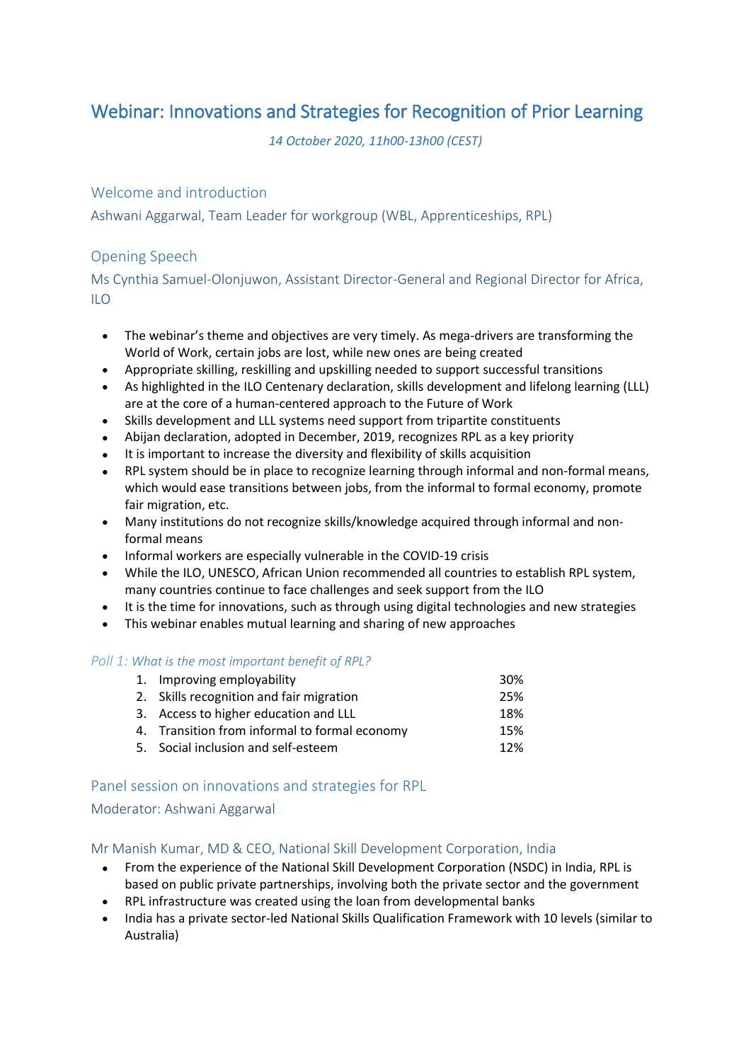# Webinar: Innovations and Strategies for Recognition of Prior Learning

*14 October 2020, 11h00-13h00 (CEST)*

## Welcome and introduction

Ashwani Aggarwal, Team Leader for workgroup (WBL, Apprenticeships, RPL)

## Opening Speech

Ms Cynthia Samuel-Olonjuwon, Assistant Director-General and Regional Director for Africa, ILO

- The webinar's theme and objectives are very timely. As mega-drivers are transforming the World of Work, certain jobs are lost, while new ones are being created
- Appropriate skilling, reskilling and upskilling needed to support successful transitions
- As highlighted in the ILO Centenary declaration, skills development and lifelong learning (LLL) are at the core of a human-centered approach to the Future of Work
- Skills development and LLL systems need support from tripartite constituents
- Abijan declaration, adopted in December, 2019, recognizes RPL as a key priority
- It is important to increase the diversity and flexibility of skills acquisition
- RPL system should be in place to recognize learning through informal and non-formal means, which would ease transitions between jobs, from the informal to formal economy, promote fair migration, etc.
- Many institutions do not recognize skills/knowledge acquired through informal and non-formal means
- Informal workers are especially vulnerable in the COVID-19 crisis
- While the ILO, UNESCO, African Union recommended all countries to establish RPL system, many countries continue to face challenges and seek support from the ILO
- It is the time for innovations, such as through using digital technologies and new strategies
- This webinar enables mutual learning and sharing of new approaches

*Poll 1: What is the most important benefit of RPL?*

| Option | Result |
|---|---|
| 1. Improving employability | 30% |
| 2. Skills recognition and fair migration | 25% |
| 3. Access to higher education and LLL | 18% |
| 4. Transition from informal to formal economy | 15% |
| 5. Social inclusion and self-esteem | 12% |

## Panel session on innovations and strategies for RPL

Moderator: Ashwani Aggarwal

### Mr Manish Kumar, MD & CEO, National Skill Development Corporation, India

- From the experience of the National Skill Development Corporation (NSDC) in India, RPL is based on public private partnerships, involving both the private sector and the government
- RPL infrastructure was created using the loan from developmental banks
- India has a private sector-led National Skills Qualification Framework with 10 levels (similar to Australia)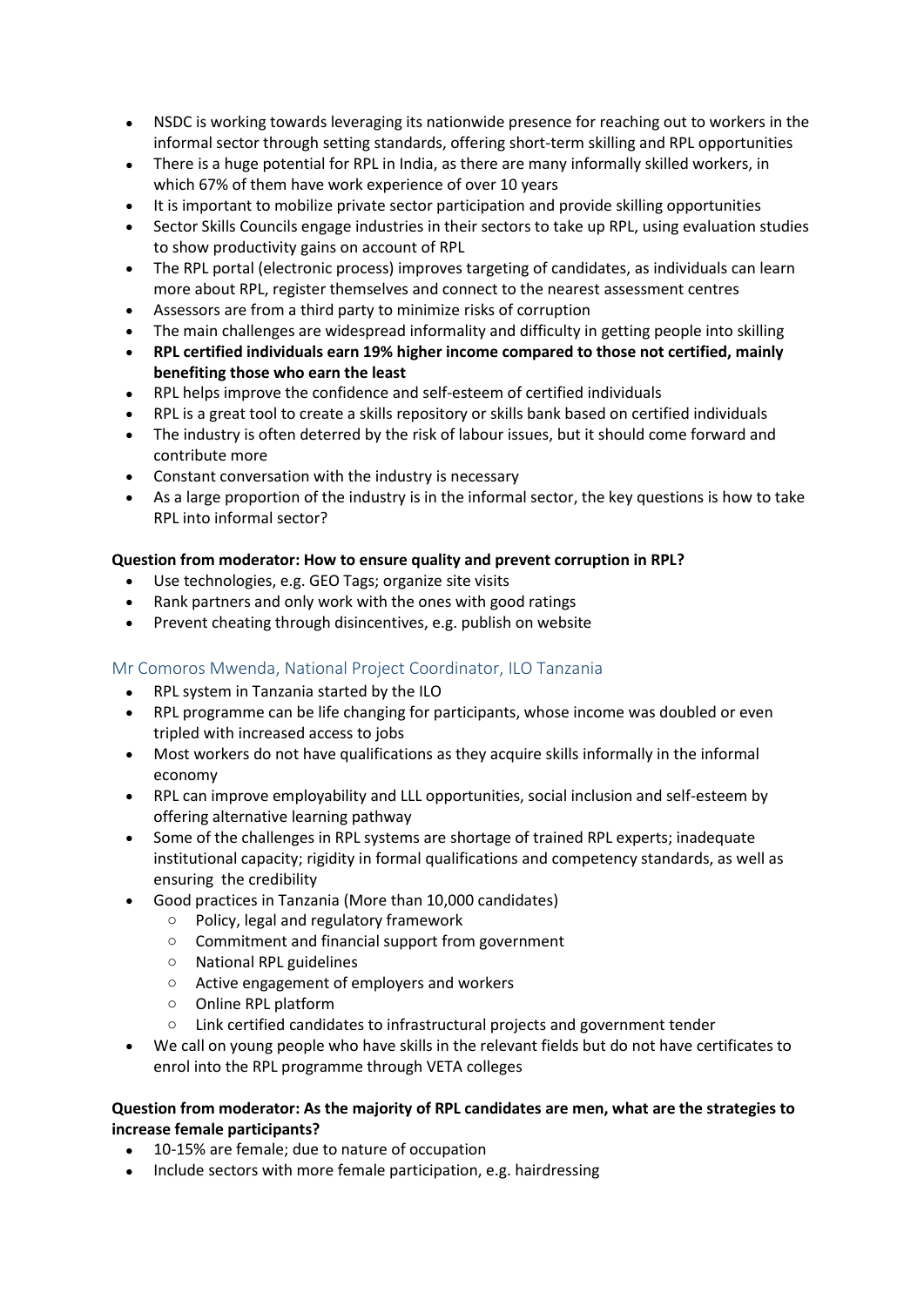- NSDC is working towards leveraging its nationwide presence for reaching out to workers in the informal sector through setting standards, offering short-term skilling and RPL opportunities
- There is a huge potential for RPL in India, as there are many informally skilled workers, in which 67% of them have work experience of over 10 years
- It is important to mobilize private sector participation and provide skilling opportunities
- Sector Skills Councils engage industries in their sectors to take up RPL, using evaluation studies to show productivity gains on account of RPL
- The RPL portal (electronic process) improves targeting of candidates, as individuals can learn more about RPL, register themselves and connect to the nearest assessment centres
- Assessors are from a third party to minimize risks of corruption
- The main challenges are widespread informality and difficulty in getting people into skilling
- **RPL certified individuals earn 19% higher income compared to those not certified, mainly benefiting those who earn the least**
- RPL helps improve the confidence and self-esteem of certified individuals
- RPL is a great tool to create a skills repository or skills bank based on certified individuals
- The industry is often deterred by the risk of labour issues, but it should come forward and contribute more
- Constant conversation with the industry is necessary
- As a large proportion of the industry is in the informal sector, the key questions is how to take RPL into informal sector?

**Question from moderator: How to ensure quality and prevent corruption in RPL?**

- Use technologies, e.g. GEO Tags; organize site visits
- Rank partners and only work with the ones with good ratings
- Prevent cheating through disincentives, e.g. publish on website

### Mr Comoros Mwenda, National Project Coordinator, ILO Tanzania

- RPL system in Tanzania started by the ILO
- RPL programme can be life changing for participants, whose income was doubled or even tripled with increased access to jobs
- Most workers do not have qualifications as they acquire skills informally in the informal economy
- RPL can improve employability and LLL opportunities, social inclusion and self-esteem by offering alternative learning pathway
- Some of the challenges in RPL systems are shortage of trained RPL experts; inadequate institutional capacity; rigidity in formal qualifications and competency standards, as well as ensuring the credibility
- Good practices in Tanzania (More than 10,000 candidates)
  - Policy, legal and regulatory framework
  - Commitment and financial support from government
  - National RPL guidelines
  - Active engagement of employers and workers
  - Online RPL platform
  - Link certified candidates to infrastructural projects and government tender
- We call on young people who have skills in the relevant fields but do not have certificates to enrol into the RPL programme through VETA colleges

**Question from moderator: As the majority of RPL candidates are men, what are the strategies to increase female participants?**

- 10-15% are female; due to nature of occupation
- Include sectors with more female participation, e.g. hairdressing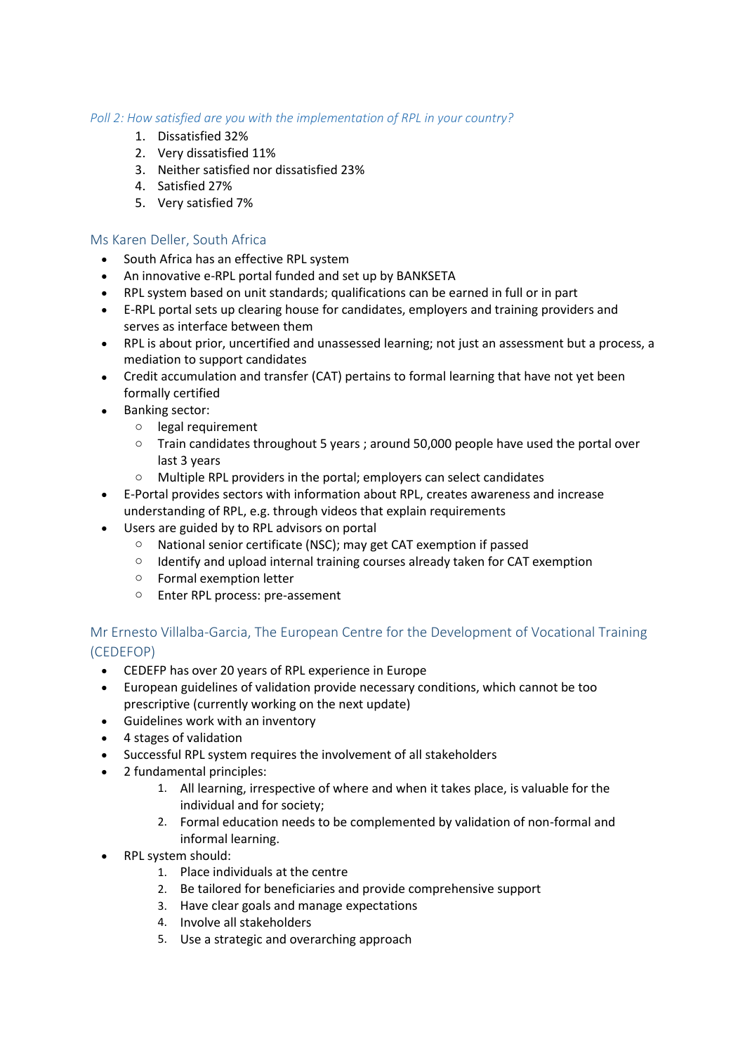*Poll 2: How satisfied are you with the implementation of RPL in your country?*

1. Dissatisfied 32%
2. Very dissatisfied 11%
3. Neither satisfied nor dissatisfied 23%
4. Satisfied 27%
5. Very satisfied 7%

## Ms Karen Deller, South Africa

- South Africa has an effective RPL system
- An innovative e-RPL portal funded and set up by BANKSETA
- RPL system based on unit standards; qualifications can be earned in full or in part
- E-RPL portal sets up clearing house for candidates, employers and training providers and serves as interface between them
- RPL is about prior, uncertified and unassessed learning; not just an assessment but a process, a mediation to support candidates
- Credit accumulation and transfer (CAT) pertains to formal learning that have not yet been formally certified
- Banking sector:
  - legal requirement
  - Train candidates throughout 5 years ; around 50,000 people have used the portal over last 3 years
  - Multiple RPL providers in the portal; employers can select candidates
- E-Portal provides sectors with information about RPL, creates awareness and increase understanding of RPL, e.g. through videos that explain requirements
- Users are guided by to RPL advisors on portal
  - National senior certificate (NSC); may get CAT exemption if passed
  - Identify and upload internal training courses already taken for CAT exemption
  - Formal exemption letter
  - Enter RPL process: pre-assement

## Mr Ernesto Villalba-Garcia, The European Centre for the Development of Vocational Training (CEDEFOP)

- CEDEFP has over 20 years of RPL experience in Europe
- European guidelines of validation provide necessary conditions, which cannot be too prescriptive (currently working on the next update)
- Guidelines work with an inventory
- 4 stages of validation
- Successful RPL system requires the involvement of all stakeholders
- 2 fundamental principles:
  1. All learning, irrespective of where and when it takes place, is valuable for the individual and for society;
  2. Formal education needs to be complemented by validation of non-formal and informal learning.
- RPL system should:
  1. Place individuals at the centre
  2. Be tailored for beneficiaries and provide comprehensive support
  3. Have clear goals and manage expectations
  4. Involve all stakeholders
  5. Use a strategic and overarching approach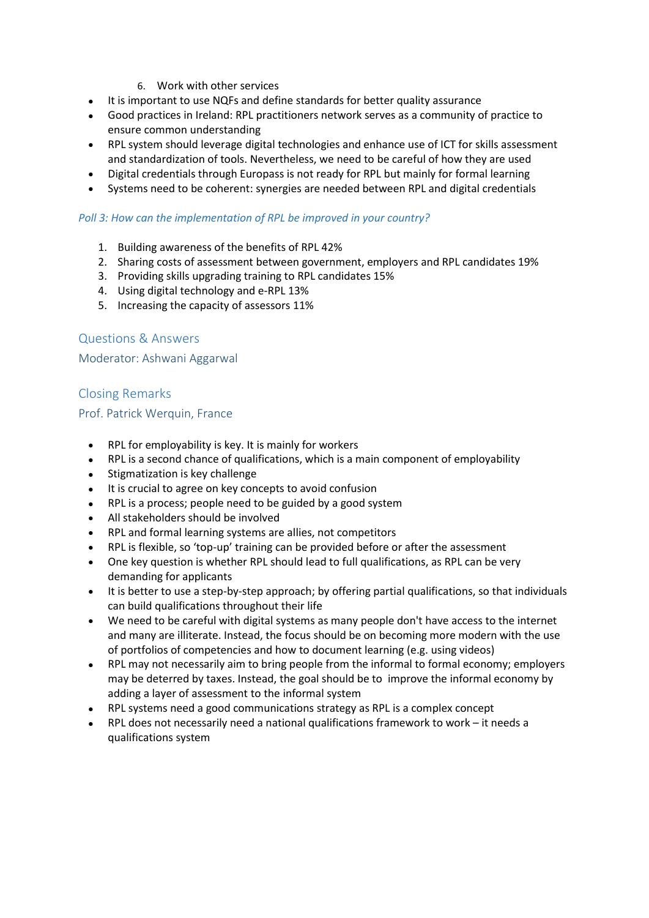6. Work with other services

- It is important to use NQFs and define standards for better quality assurance
- Good practices in Ireland: RPL practitioners network serves as a community of practice to ensure common understanding
- RPL system should leverage digital technologies and enhance use of ICT for skills assessment and standardization of tools. Nevertheless, we need to be careful of how they are used
- Digital credentials through Europass is not ready for RPL but mainly for formal learning
- Systems need to be coherent: synergies are needed between RPL and digital credentials

*Poll 3: How can the implementation of RPL be improved in your country?*

1. Building awareness of the benefits of RPL 42%
2. Sharing costs of assessment between government, employers and RPL candidates 19%
3. Providing skills upgrading training to RPL candidates 15%
4. Using digital technology and e-RPL 13%
5. Increasing the capacity of assessors 11%

## Questions & Answers

### Moderator: Ashwani Aggarwal

## Closing Remarks

### Prof. Patrick Werquin, France

- RPL for employability is key. It is mainly for workers
- RPL is a second chance of qualifications, which is a main component of employability
- Stigmatization is key challenge
- It is crucial to agree on key concepts to avoid confusion
- RPL is a process; people need to be guided by a good system
- All stakeholders should be involved
- RPL and formal learning systems are allies, not competitors
- RPL is flexible, so 'top-up' training can be provided before or after the assessment
- One key question is whether RPL should lead to full qualifications, as RPL can be very demanding for applicants
- It is better to use a step-by-step approach; by offering partial qualifications, so that individuals can build qualifications throughout their life
- We need to be careful with digital systems as many people don't have access to the internet and many are illiterate. Instead, the focus should be on becoming more modern with the use of portfolios of competencies and how to document learning (e.g. using videos)
- RPL may not necessarily aim to bring people from the informal to formal economy; employers may be deterred by taxes. Instead, the goal should be to improve the informal economy by adding a layer of assessment to the informal system
- RPL systems need a good communications strategy as RPL is a complex concept
- RPL does not necessarily need a national qualifications framework to work – it needs a qualifications system